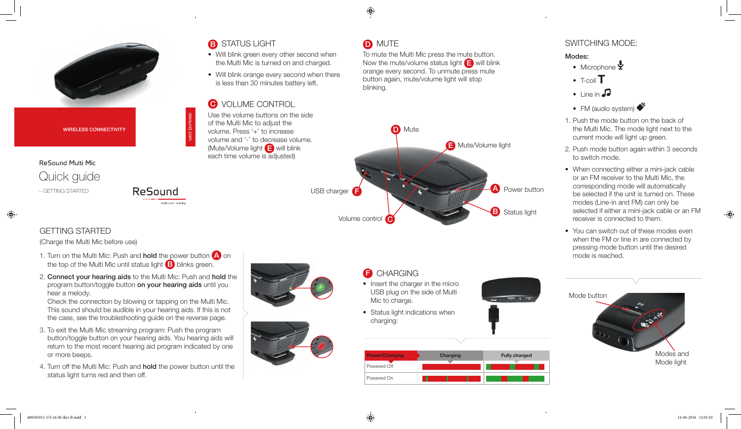WIRELESS CONNECTIVITY

ReSound Multi Mic

# Quick guide

– GETTING STARTED

## GETTING STARTED

(Charge the Multi Mic before use)

1. Turn on the Multi Mic: Push and **hold** the power button A on the top of the Multi Mic until status light B blinks green.
2. **Connect your hearing aids** to the Multi Mic: Push and **hold** the program button/toggle button **on your hearing aids** until you hear a melody.
   Check the connection by blowing or tapping on the Multi Mic. This sound should be audible in your hearing aids. If this is not the case, see the troubleshooting guide on the reverse page.
3. To exit the Multi Mic streaming program: Push the program button/toggle button on your hearing aids. You hearing aids will return to the most recent hearing aid program indicated by one or more beeps.
4. Turn off the Multi Mic: Push and **hold** the power button until the status light turns red and then off.

## B STATUS LIGHT

- Will blink green every other second when the Multi Mic is turned on and charged.
- Will blink orange every second when there is less than 30 minutes battery left.

## C VOLUME CONTROL

Use the volume buttons on the side of the Multi Mic to adjust the volume. Press '+' to increase volume and '-' to decrease volume. (Mute/Volume light E will blink each time volume is adjusted)

## D MUTE

To mute the Multi Mic press the mute button. Now the mute/volume status light E will blink orange every second. To unmute press mute button again, mute/volume light will stop blinking.

D Mute
E Mute/Volume light
F USB charger
A Power button
B Status light
C Volume control

## F CHARGING

- Insert the charger in the micro USB plug on the side of Multi Mic to charge.
- Status light indications when charging:

| Power/Charging | Charging | Fully charged |
|---|---|---|
| Powered Off | | |
| Powered On | | |

## SWITCHING MODE:

**Modes:**

- Microphone
- T-coil
- Line in
- FM (audio system)

1. Push the mode button on the back of the Multi Mic. The mode light next to the current mode will light up green.
2. Push mode button again within 3 seconds to switch mode.

- When connecting either a mini-jack cable or an FM receiver to the Multi Mic, the corresponding mode will automatically be selected if the unit is turned on. These modes (Line-in and FM) can only be selected if either a mini-jack cable or an FM receiver is connected to them.
- You can switch out of these modes even when the FM or line in are connected by pressing mode button until the desired mode is reached.

Mode button

Modes and Mode light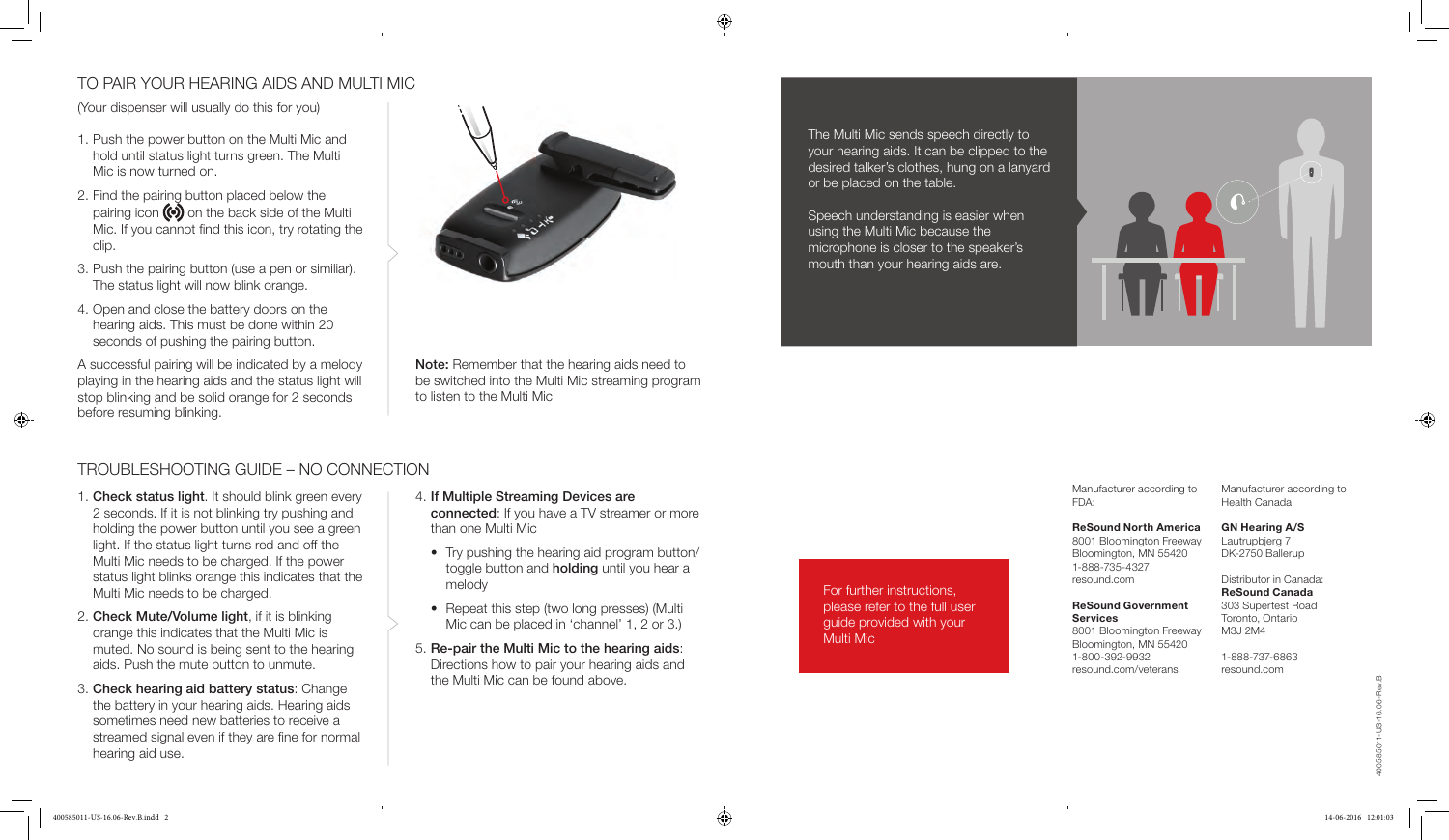## TO PAIR YOUR HEARING AIDS AND MULTI MIC

(Your dispenser will usually do this for you)

1. Push the power button on the Multi Mic and hold until status light turns green. The Multi Mic is now turned on.
2. Find the pairing button placed below the pairing icon on the back side of the Multi Mic. If you cannot find this icon, try rotating the clip.
3. Push the pairing button (use a pen or similiar). The status light will now blink orange.
4. Open and close the battery doors on the hearing aids. This must be done within 20 seconds of pushing the pairing button.

A successful pairing will be indicated by a melody playing in the hearing aids and the status light will stop blinking and be solid orange for 2 seconds before resuming blinking.

**Note:** Remember that the hearing aids need to be switched into the Multi Mic streaming program to listen to the Multi Mic

The Multi Mic sends speech directly to your hearing aids. It can be clipped to the desired talker's clothes, hung on a lanyard or be placed on the table.

Speech understanding is easier when using the Multi Mic because the microphone is closer to the speaker's mouth than your hearing aids are.

## TROUBLESHOOTING GUIDE – NO CONNECTION

1. **Check status light**. It should blink green every 2 seconds. If it is not blinking try pushing and holding the power button until you see a green light. If the status light turns red and off the Multi Mic needs to be charged. If the power status light blinks orange this indicates that the Multi Mic needs to be charged.
2. **Check Mute/Volume light**, if it is blinking orange this indicates that the Multi Mic is muted. No sound is being sent to the hearing aids. Push the mute button to unmute.
3. **Check hearing aid battery status**: Change the battery in your hearing aids. Hearing aids sometimes need new batteries to receive a streamed signal even if they are fine for normal hearing aid use.
4. **If Multiple Streaming Devices are connected**: If you have a TV streamer or more than one Multi Mic
   - Try pushing the hearing aid program button/ toggle button and **holding** until you hear a melody
   - Repeat this step (two long presses) (Multi Mic can be placed in 'channel' 1, 2 or 3.)
5. **Re-pair the Multi Mic to the hearing aids**: Directions how to pair your hearing aids and the Multi Mic can be found above.

For further instructions, please refer to the full user guide provided with your Multi Mic

Manufacturer according to FDA:

**ReSound North America**
8001 Bloomington Freeway
Bloomington, MN 55420
1-888-735-4327
resound.com

**ReSound Government Services**
8001 Bloomington Freeway
Bloomington, MN 55420
1-800-392-9932
resound.com/veterans

Manufacturer according to Health Canada:

**GN Hearing A/S**
Lautrupbjerg 7
DK-2750 Ballerup

Distributor in Canada:
**ReSound Canada**
303 Supertest Road
Toronto, Ontario
M3J 2M4

1-888-737-6863
resound.com

400585011-US-16.06-Rev.B